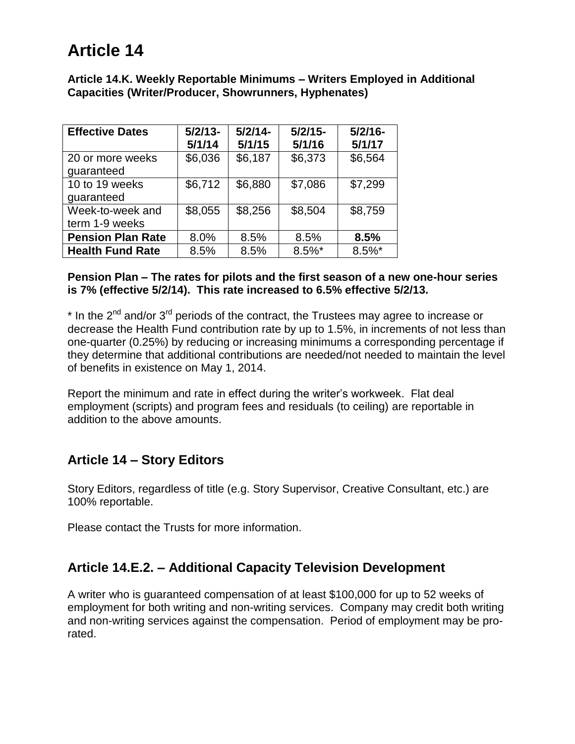# Article 14

**Article 14.K. Weekly Reportable Minimums – Writers Employed in Additional Capacities (Writer/Producer, Showrunners, Hyphenates)**

| **Effective Dates** | **5/2/13-5/1/14** | **5/2/14-5/1/15** | **5/2/15-5/1/16** | **5/2/16-5/1/17** |
|---|---|---|---|---|
| 20 or more weeks guaranteed | \$6,036 | \$6,187 | \$6,373 | \$6,564 |
| 10 to 19 weeks guaranteed | \$6,712 | \$6,880 | \$7,086 | \$7,299 |
| Week-to-week and term 1-9 weeks | \$8,055 | \$8,256 | \$8,504 | \$8,759 |
| **Pension Plan Rate** | 8.0% | 8.5% | 8.5% | **8.5%** |
| **Health Fund Rate** | 8.5% | 8.5% | 8.5%* | 8.5%* |

**Pension Plan – The rates for pilots and the first season of a new one-hour series is 7% (effective 5/2/14). This rate increased to 6.5% effective 5/2/13.**

\* In the 2nd and/or 3rd periods of the contract, the Trustees may agree to increase or decrease the Health Fund contribution rate by up to 1.5%, in increments of not less than one-quarter (0.25%) by reducing or increasing minimums a corresponding percentage if they determine that additional contributions are needed/not needed to maintain the level of benefits in existence on May 1, 2014.

Report the minimum and rate in effect during the writer's workweek. Flat deal employment (scripts) and program fees and residuals (to ceiling) are reportable in addition to the above amounts.

## Article 14 – Story Editors

Story Editors, regardless of title (e.g. Story Supervisor, Creative Consultant, etc.) are 100% reportable.

Please contact the Trusts for more information.

## Article 14.E.2. – Additional Capacity Television Development

A writer who is guaranteed compensation of at least \$100,000 for up to 52 weeks of employment for both writing and non-writing services. Company may credit both writing and non-writing services against the compensation. Period of employment may be pro-rated.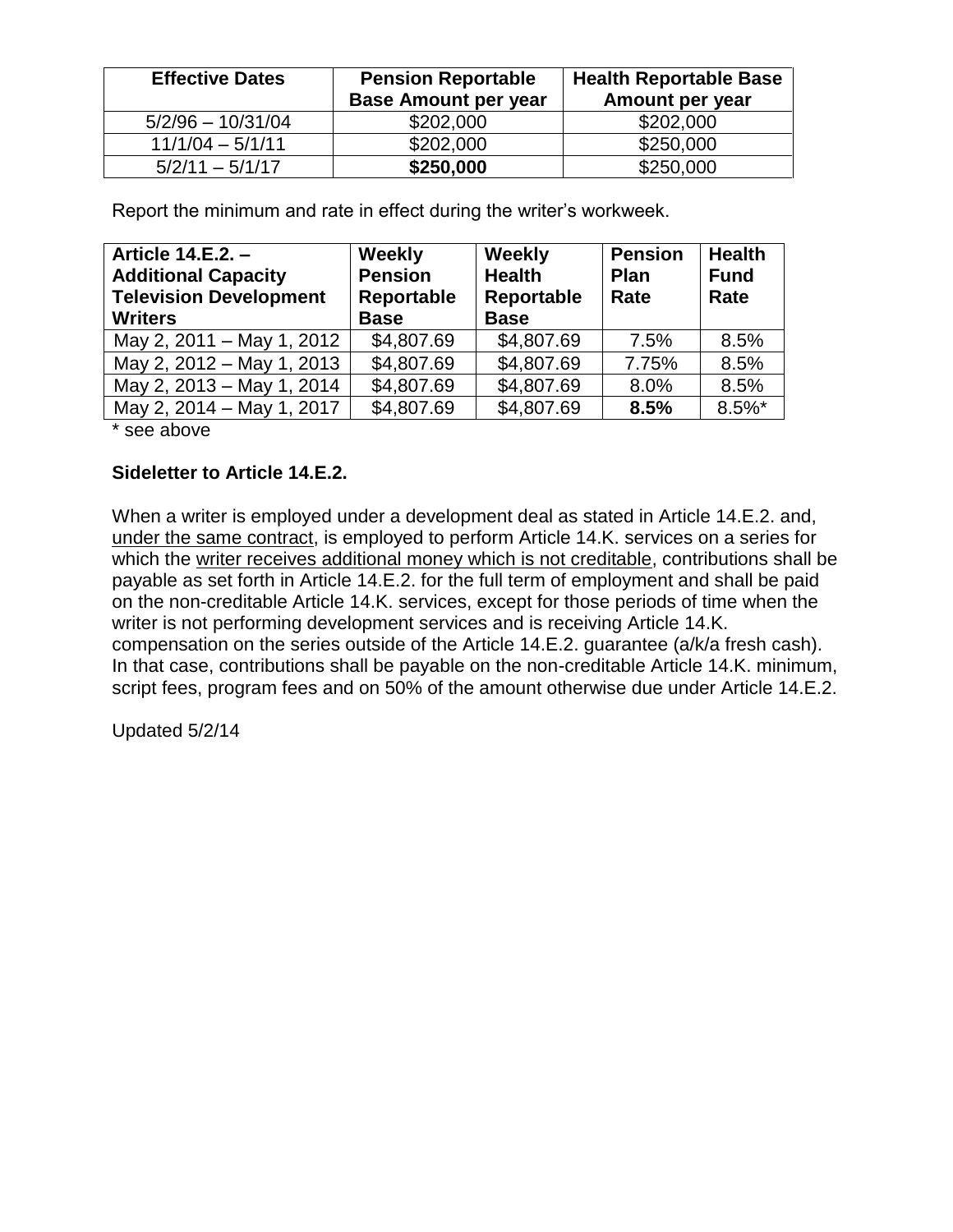| Effective Dates | Pension Reportable Base Amount per year | Health Reportable Base Amount per year |
|---|---|---|
| 5/2/96 – 10/31/04 | $202,000 | $202,000 |
| 11/1/04 – 5/1/11 | $202,000 | $250,000 |
| 5/2/11 – 5/1/17 | **$250,000** | $250,000 |

Report the minimum and rate in effect during the writer's workweek.

| Article 14.E.2. – Additional Capacity Television Development Writers | Weekly Pension Reportable Base | Weekly Health Reportable Base | Pension Plan Rate | Health Fund Rate |
|---|---|---|---|---|
| May 2, 2011 – May 1, 2012 | $4,807.69 | $4,807.69 | 7.5% | 8.5% |
| May 2, 2012 – May 1, 2013 | $4,807.69 | $4,807.69 | 7.75% | 8.5% |
| May 2, 2013 – May 1, 2014 | $4,807.69 | $4,807.69 | 8.0% | 8.5% |
| May 2, 2014 – May 1, 2017 | $4,807.69 | $4,807.69 | **8.5%** | 8.5%* |

* see above

**Sideletter to Article 14.E.2.**

When a writer is employed under a development deal as stated in Article 14.E.2. and, under the same contract, is employed to perform Article 14.K. services on a series for which the writer receives additional money which is not creditable, contributions shall be payable as set forth in Article 14.E.2. for the full term of employment and shall be paid on the non-creditable Article 14.K. services, except for those periods of time when the writer is not performing development services and is receiving Article 14.K. compensation on the series outside of the Article 14.E.2. guarantee (a/k/a fresh cash). In that case, contributions shall be payable on the non-creditable Article 14.K. minimum, script fees, program fees and on 50% of the amount otherwise due under Article 14.E.2.

Updated 5/2/14